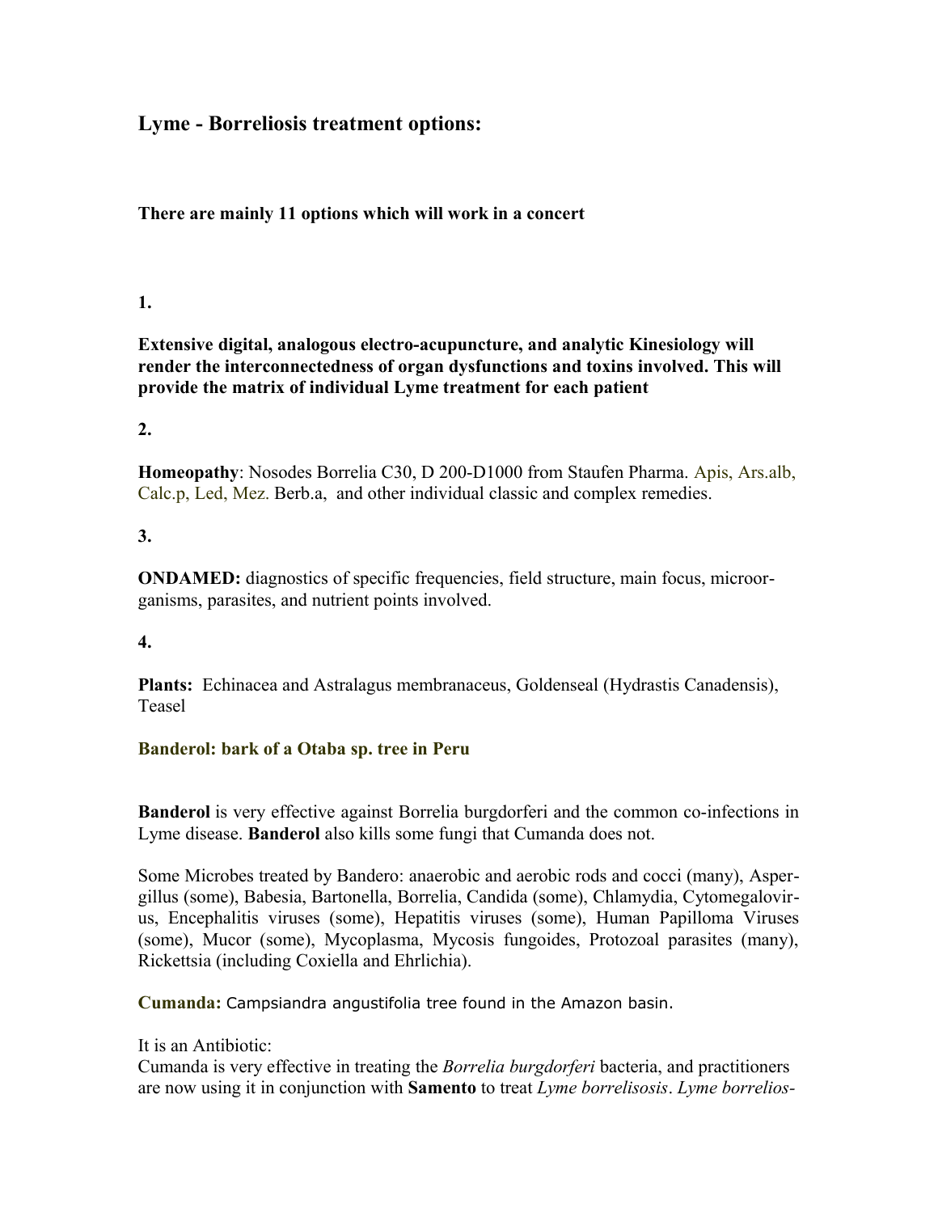## Lyme - Borreliosis treatment options:

**There are mainly 11 options which will work in a concert**

**1.**

**Extensive digital, analogous electro-acupuncture, and analytic Kinesiology will render the interconnectedness of organ dysfunctions and toxins involved. This will provide the matrix of individual Lyme treatment for each patient**

**2.**

**Homeopathy**: Nosodes Borrelia C30, D 200-D1000 from Staufen Pharma. Apis, Ars.alb, Calc.p, Led, Mez. Berb.a, and other individual classic and complex remedies.

**3.**

**ONDAMED:** diagnostics of specific frequencies, field structure, main focus, microorganisms, parasites, and nutrient points involved.

**4.**

**Plants:** Echinacea and Astralagus membranaceus, Goldenseal (Hydrastis Canadensis), Teasel

**Banderol: bark of a Otaba sp. tree in Peru**

**Banderol** is very effective against Borrelia burgdorferi and the common co-infections in Lyme disease. **Banderol** also kills some fungi that Cumanda does not.

Some Microbes treated by Bandero: anaerobic and aerobic rods and cocci (many), Aspergillus (some), Babesia, Bartonella, Borrelia, Candida (some), Chlamydia, Cytomegalovirus, Encephalitis viruses (some), Hepatitis viruses (some), Human Papilloma Viruses (some), Mucor (some), Mycoplasma, Mycosis fungoides, Protozoal parasites (many), Rickettsia (including Coxiella and Ehrlichia).

**Cumanda:** Campsiandra angustifolia tree found in the Amazon basin.

It is an Antibiotic:
Cumanda is very effective in treating the *Borrelia burgdorferi* bacteria, and practitioners are now using it in conjunction with **Samento** to treat *Lyme borrelisosis*. *Lyme borrelios-*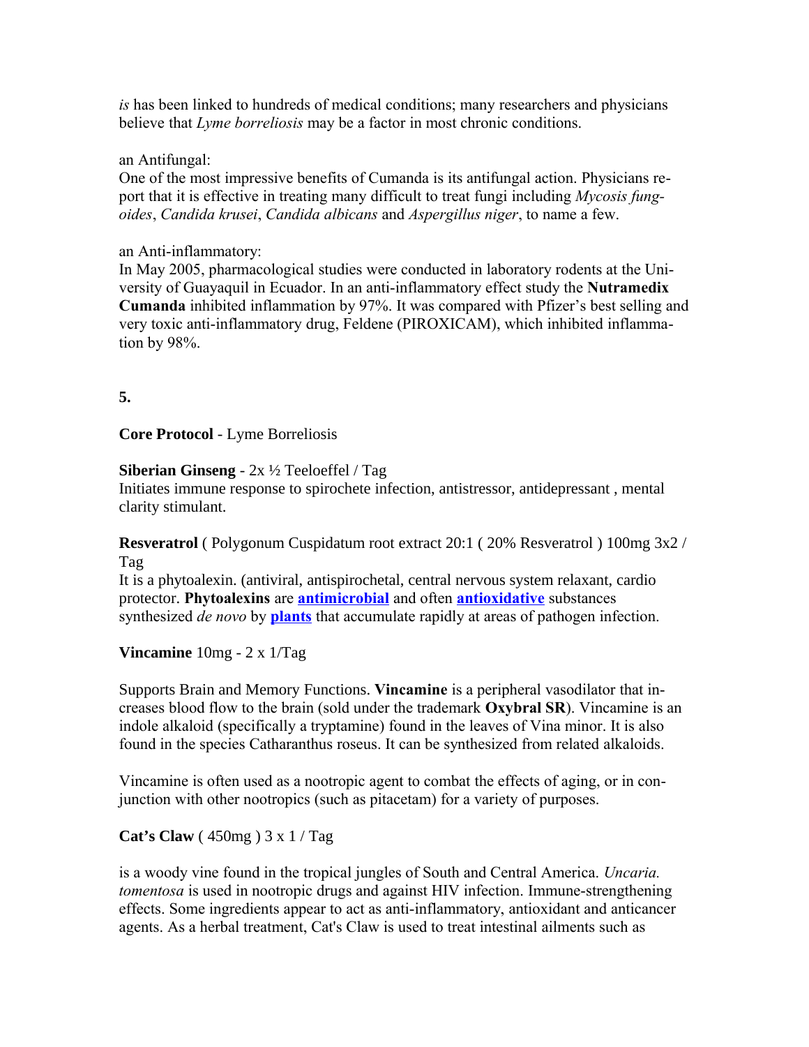*is* has been linked to hundreds of medical conditions; many researchers and physicians believe that *Lyme borreliosis* may be a factor in most chronic conditions.

an Antifungal:
One of the most impressive benefits of Cumanda is its antifungal action. Physicians report that it is effective in treating many difficult to treat fungi including *Mycosis fungoides*, *Candida krusei*, *Candida albicans* and *Aspergillus niger*, to name a few.

an Anti-inflammatory:
In May 2005, pharmacological studies were conducted in laboratory rodents at the University of Guayaquil in Ecuador. In an anti-inflammatory effect study the **Nutramedix Cumanda** inhibited inflammation by 97%. It was compared with Pfizer's best selling and very toxic anti-inflammatory drug, Feldene (PIROXICAM), which inhibited inflammation by 98%.

**5.**

**Core Protocol** - Lyme Borreliosis

**Siberian Ginseng** - 2x ½ Teeloeffel / Tag
Initiates immune response to spirochete infection, antistressor, antidepressant , mental clarity stimulant.

**Resveratrol** ( Polygonum Cuspidatum root extract 20:1 ( 20% Resveratrol ) 100mg 3x2 / Tag
It is a phytoalexin. (antiviral, antispirochetal, central nervous system relaxant, cardio protector. **Phytoalexins** are **antimicrobial** and often **antioxidative** substances synthesized *de novo* by **plants** that accumulate rapidly at areas of pathogen infection.

**Vincamine** 10mg - 2 x 1/Tag

Supports Brain and Memory Functions. **Vincamine** is a peripheral vasodilator that increases blood flow to the brain (sold under the trademark **Oxybral SR**). Vincamine is an indole alkaloid (specifically a tryptamine) found in the leaves of Vina minor. It is also found in the species Catharanthus roseus. It can be synthesized from related alkaloids.

Vincamine is often used as a nootropic agent to combat the effects of aging, or in conjunction with other nootropics (such as pitacetam) for a variety of purposes.

**Cat's Claw** ( 450mg ) 3 x 1 / Tag

is a woody vine found in the tropical jungles of South and Central America. *Uncaria. tomentosa* is used in nootropic drugs and against HIV infection. Immune-strengthening effects. Some ingredients appear to act as anti-inflammatory, antioxidant and anticancer agents. As a herbal treatment, Cat's Claw is used to treat intestinal ailments such as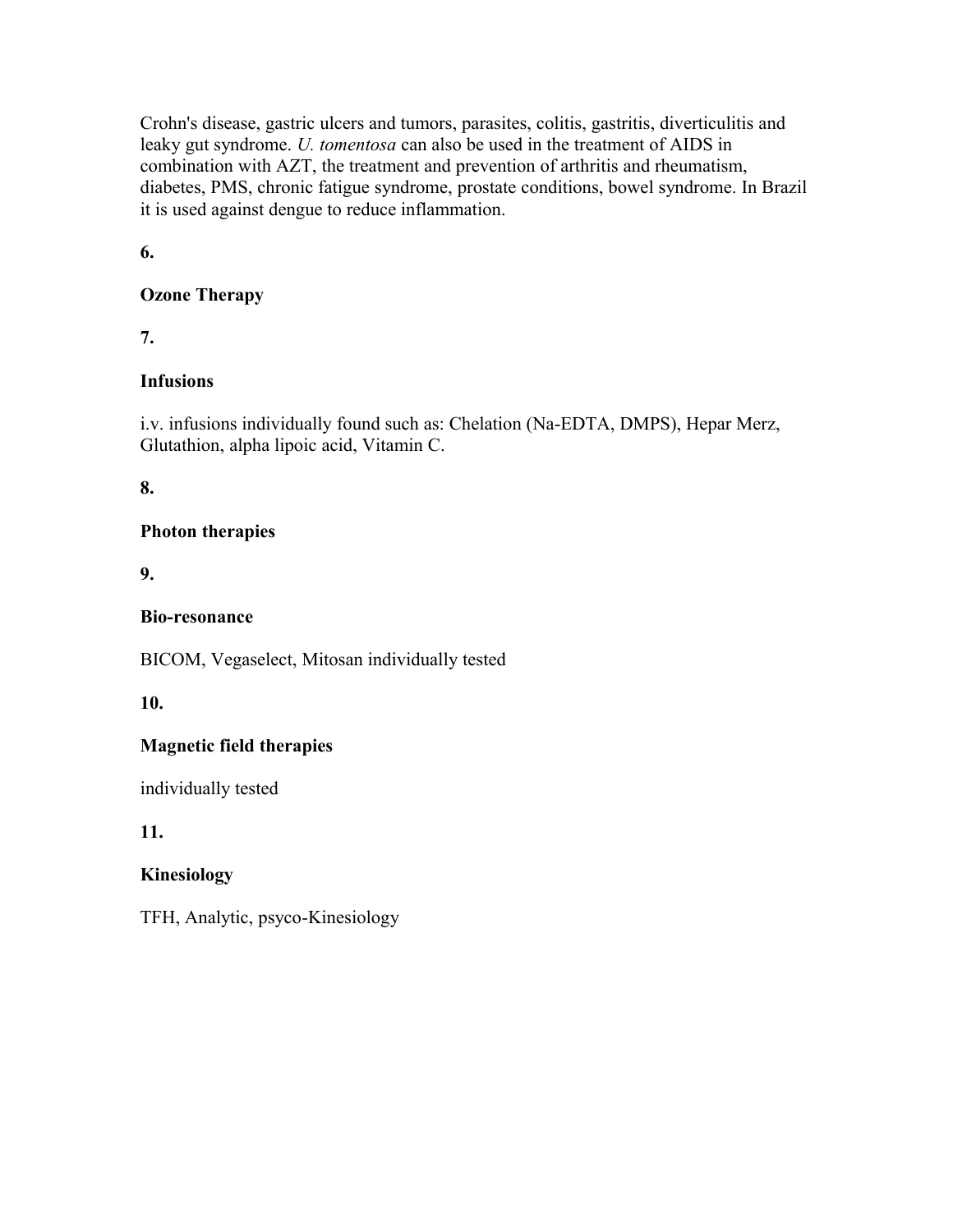Crohn's disease, gastric ulcers and tumors, parasites, colitis, gastritis, diverticulitis and leaky gut syndrome. *U. tomentosa* can also be used in the treatment of AIDS in combination with AZT, the treatment and prevention of arthritis and rheumatism, diabetes, PMS, chronic fatigue syndrome, prostate conditions, bowel syndrome. In Brazil it is used against dengue to reduce inflammation.

**6.**

**Ozone Therapy**

**7.**

**Infusions**

i.v. infusions individually found such as: Chelation (Na-EDTA, DMPS), Hepar Merz, Glutathion, alpha lipoic acid, Vitamin C.

**8.**

**Photon therapies**

**9.**

**Bio-resonance**

BICOM, Vegaselect, Mitosan individually tested

**10.**

**Magnetic field therapies**

individually tested

**11.**

**Kinesiology**

TFH, Analytic, psyco-Kinesiology